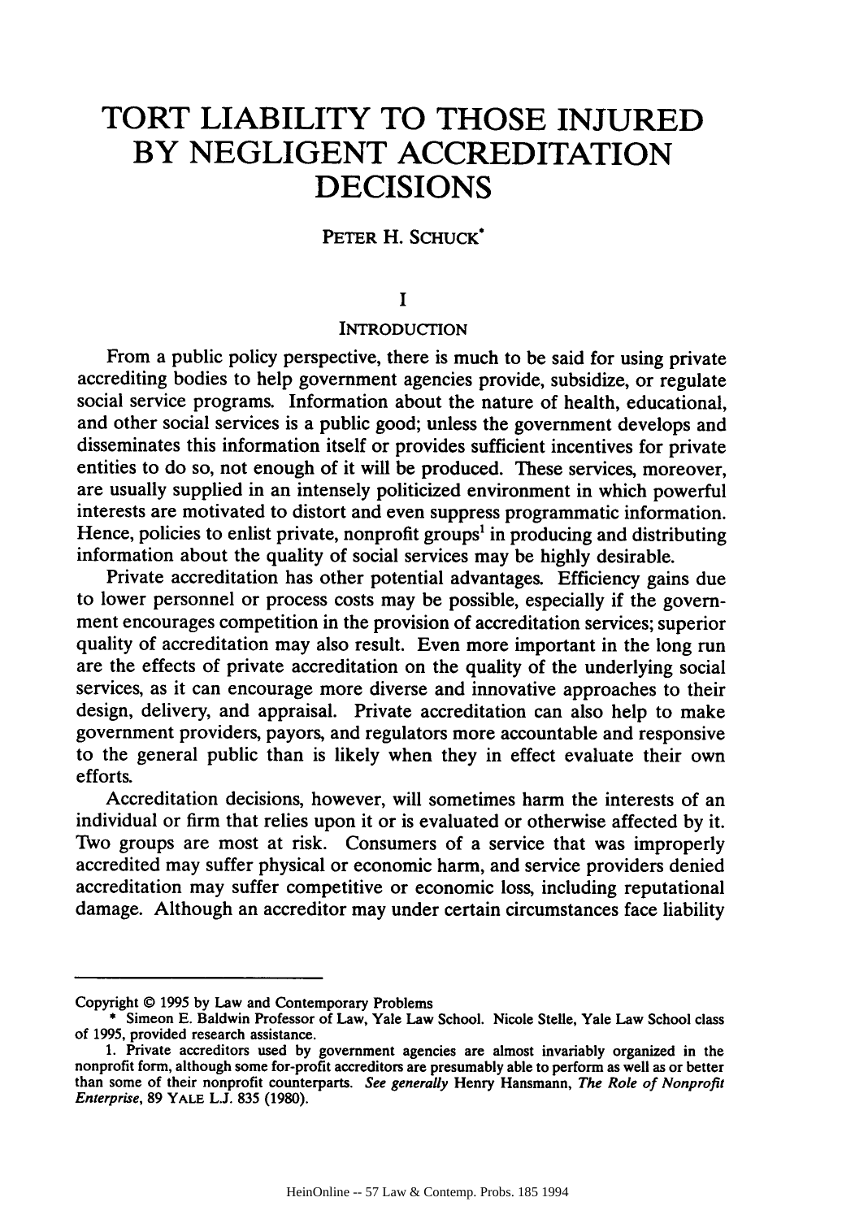# TORT LIABILITY TO THOSE INJURED BY NEGLIGENT ACCREDITATION DECISIONS

PETER H. SCHUCK*

## I

## INTRODUCTION

From a public policy perspective, there is much to be said for using private accrediting bodies to help government agencies provide, subsidize, or regulate social service programs. Information about the nature of health, educational, and other social services is a public good; unless the government develops and disseminates this information itself or provides sufficient incentives for private entities to do so, not enough of it will be produced. These services, moreover, are usually supplied in an intensely politicized environment in which powerful interests are motivated to distort and even suppress programmatic information. Hence, policies to enlist private, nonprofit groups[1] in producing and distributing information about the quality of social services may be highly desirable.

Private accreditation has other potential advantages. Efficiency gains due to lower personnel or process costs may be possible, especially if the government encourages competition in the provision of accreditation services; superior quality of accreditation may also result. Even more important in the long run are the effects of private accreditation on the quality of the underlying social services, as it can encourage more diverse and innovative approaches to their design, delivery, and appraisal. Private accreditation can also help to make government providers, payors, and regulators more accountable and responsive to the general public than is likely when they in effect evaluate their own efforts.

Accreditation decisions, however, will sometimes harm the interests of an individual or firm that relies upon it or is evaluated or otherwise affected by it. Two groups are most at risk. Consumers of a service that was improperly accredited may suffer physical or economic harm, and service providers denied accreditation may suffer competitive or economic loss, including reputational damage. Although an accreditor may under certain circumstances face liability

---

Copyright © 1995 by Law and Contemporary Problems

\* Simeon E. Baldwin Professor of Law, Yale Law School. Nicole Stelle, Yale Law School class of 1995, provided research assistance.

1. Private accreditors used by government agencies are almost invariably organized in the nonprofit form, although some for-profit accreditors are presumably able to perform as well as or better than some of their nonprofit counterparts. *See generally* Henry Hansmann, *The Role of Nonprofit Enterprise*, 89 YALE L.J. 835 (1980).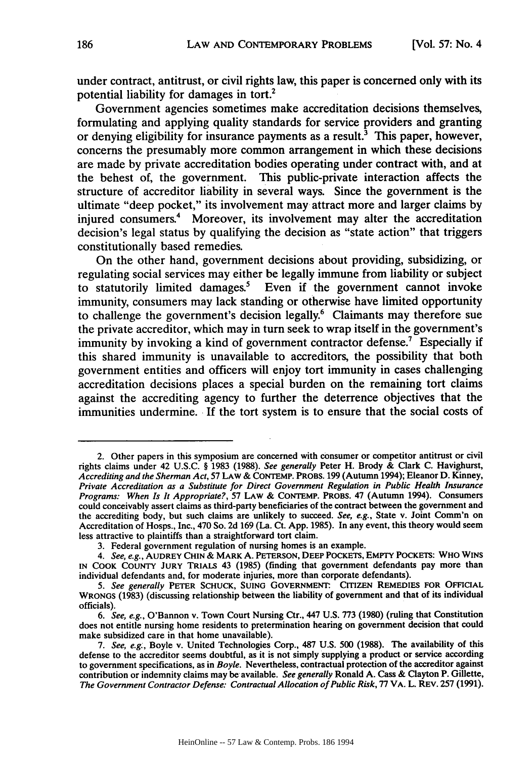under contract, antitrust, or civil rights law, this paper is concerned only with its potential liability for damages in tort.[2]

Government agencies sometimes make accreditation decisions themselves, formulating and applying quality standards for service providers and granting or denying eligibility for insurance payments as a result.[3] This paper, however, concerns the presumably more common arrangement in which these decisions are made by private accreditation bodies operating under contract with, and at the behest of, the government. This public-private interaction affects the structure of accreditor liability in several ways. Since the government is the ultimate "deep pocket," its involvement may attract more and larger claims by injured consumers.[4] Moreover, its involvement may alter the accreditation decision's legal status by qualifying the decision as "state action" that triggers constitutionally based remedies.

On the other hand, government decisions about providing, subsidizing, or regulating social services may either be legally immune from liability or subject to statutorily limited damages.[5] Even if the government cannot invoke immunity, consumers may lack standing or otherwise have limited opportunity to challenge the government's decision legally.[6] Claimants may therefore sue the private accreditor, which may in turn seek to wrap itself in the government's immunity by invoking a kind of government contractor defense.[7] Especially if this shared immunity is unavailable to accreditors, the possibility that both government entities and officers will enjoy tort immunity in cases challenging accreditation decisions places a special burden on the remaining tort claims against the accrediting agency to further the deterrence objectives that the immunities undermine. If the tort system is to ensure that the social costs of

---

2. Other papers in this symposium are concerned with consumer or competitor antitrust or civil rights claims under 42 U.S.C. § 1983 (1988). *See generally* Peter H. Brody & Clark C. Havighurst, *Accrediting and the Sherman Act*, 57 LAW & CONTEMP. PROBS. 199 (Autumn 1994); Eleanor D. Kinney, *Private Accreditation as a Substitute for Direct Government Regulation in Public Health Insurance Programs: When Is It Appropriate?*, 57 LAW & CONTEMP. PROBS. 47 (Autumn 1994). Consumers could conceivably assert claims as third-party beneficiaries of the contract between the government and the accrediting body, but such claims are unlikely to succeed. *See, e.g.*, State v. Joint Comm'n on Accreditation of Hosps., Inc., 470 So. 2d 169 (La. Ct. App. 1985). In any event, this theory would seem less attractive to plaintiffs than a straightforward tort claim.

3. Federal government regulation of nursing homes is an example.

4. *See, e.g.*, AUDREY CHIN & MARK A. PETERSON, DEEP POCKETS, EMPTY POCKETS: WHO WINS IN COOK COUNTY JURY TRIALS 43 (1985) (finding that government defendants pay more than individual defendants and, for moderate injuries, more than corporate defendants).

5. *See generally* PETER SCHUCK, SUING GOVERNMENT: CITIZEN REMEDIES FOR OFFICIAL WRONGS (1983) (discussing relationship between the liability of government and that of its individual officials).

6. *See, e.g.*, O'Bannon v. Town Court Nursing Ctr., 447 U.S. 773 (1980) (ruling that Constitution does not entitle nursing home residents to pretermination hearing on government decision that could make subsidized care in that home unavailable).

7. *See, e.g.*, Boyle v. United Technologies Corp., 487 U.S. 500 (1988). The availability of this defense to the accreditor seems doubtful, as it is not simply supplying a product or service according to government specifications, as in *Boyle*. Nevertheless, contractual protection of the accreditor against contribution or indemnity claims may be available. *See generally* Ronald A. Cass & Clayton P. Gillette, *The Government Contractor Defense: Contractual Allocation of Public Risk*, 77 VA. L. REV. 257 (1991).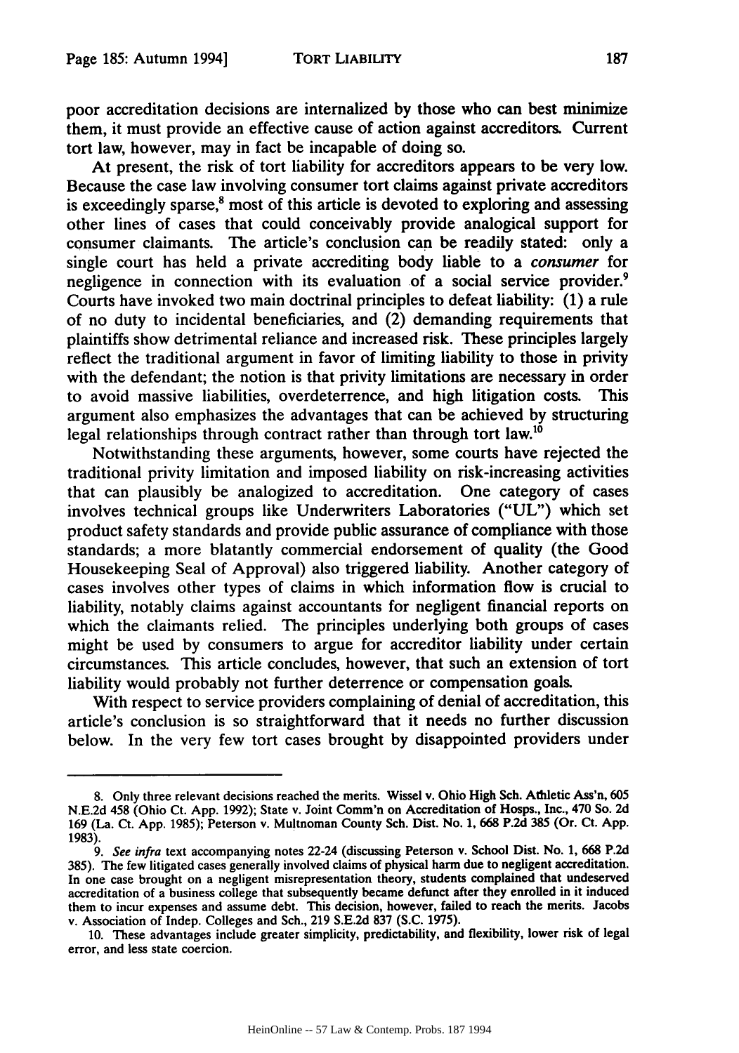poor accreditation decisions are internalized by those who can best minimize them, it must provide an effective cause of action against accreditors. Current tort law, however, may in fact be incapable of doing so.

At present, the risk of tort liability for accreditors appears to be very low. Because the case law involving consumer tort claims against private accreditors is exceedingly sparse,[8] most of this article is devoted to exploring and assessing other lines of cases that could conceivably provide analogical support for consumer claimants. The article's conclusion can be readily stated: only a single court has held a private accrediting body liable to a *consumer* for negligence in connection with its evaluation of a social service provider.[9] Courts have invoked two main doctrinal principles to defeat liability: (1) a rule of no duty to incidental beneficiaries, and (2) demanding requirements that plaintiffs show detrimental reliance and increased risk. These principles largely reflect the traditional argument in favor of limiting liability to those in privity with the defendant; the notion is that privity limitations are necessary in order to avoid massive liabilities, overdeterrence, and high litigation costs. This argument also emphasizes the advantages that can be achieved by structuring legal relationships through contract rather than through tort law.[10]

Notwithstanding these arguments, however, some courts have rejected the traditional privity limitation and imposed liability on risk-increasing activities that can plausibly be analogized to accreditation. One category of cases involves technical groups like Underwriters Laboratories ("UL") which set product safety standards and provide public assurance of compliance with those standards; a more blatantly commercial endorsement of quality (the Good Housekeeping Seal of Approval) also triggered liability. Another category of cases involves other types of claims in which information flow is crucial to liability, notably claims against accountants for negligent financial reports on which the claimants relied. The principles underlying both groups of cases might be used by consumers to argue for accreditor liability under certain circumstances. This article concludes, however, that such an extension of tort liability would probably not further deterrence or compensation goals.

With respect to service providers complaining of denial of accreditation, this article's conclusion is so straightforward that it needs no further discussion below. In the very few tort cases brought by disappointed providers under

---

8. Only three relevant decisions reached the merits. Wissel v. Ohio High Sch. Athletic Ass'n, 605 N.E.2d 458 (Ohio Ct. App. 1992); State v. Joint Comm'n on Accreditation of Hosps., Inc., 470 So. 2d 169 (La. Ct. App. 1985); Peterson v. Multnoman County Sch. Dist. No. 1, 668 P.2d 385 (Or. Ct. App. 1983).

9. *See infra* text accompanying notes 22-24 (discussing Peterson v. School Dist. No. 1, 668 P.2d 385). The few litigated cases generally involved claims of physical harm due to negligent accreditation. In one case brought on a negligent misrepresentation theory, students complained that undeserved accreditation of a business college that subsequently became defunct after they enrolled in it induced them to incur expenses and assume debt. This decision, however, failed to reach the merits. Jacobs v. Association of Indep. Colleges and Sch., 219 S.E.2d 837 (S.C. 1975).

10. These advantages include greater simplicity, predictability, and flexibility, lower risk of legal error, and less state coercion.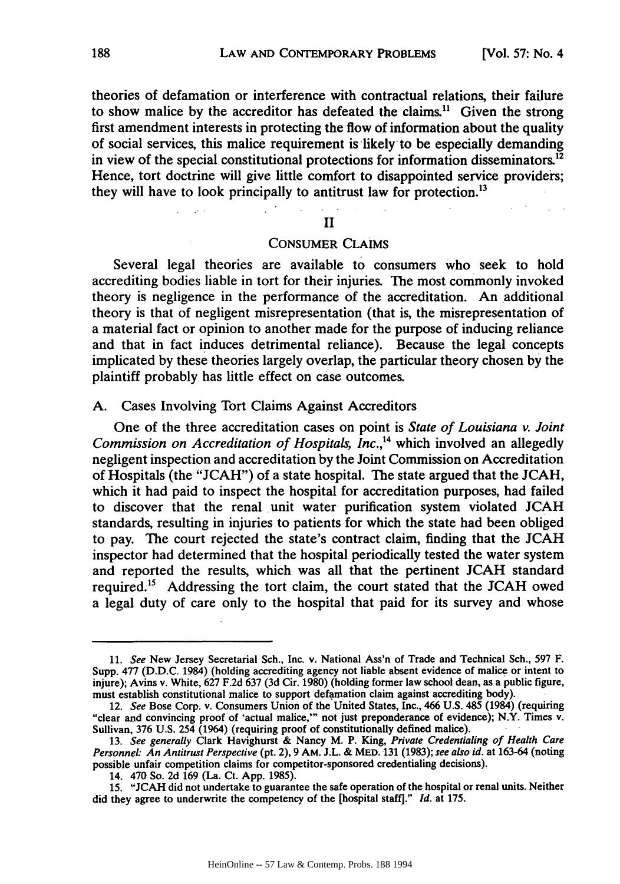theories of defamation or interference with contractual relations, their failure to show malice by the accreditor has defeated the claims.[11] Given the strong first amendment interests in protecting the flow of information about the quality of social services, this malice requirement is likely to be especially demanding in view of the special constitutional protections for information disseminators.[12] Hence, tort doctrine will give little comfort to disappointed service providers; they will have to look principally to antitrust law for protection.[13]

## II

## CONSUMER CLAIMS

Several legal theories are available to consumers who seek to hold accrediting bodies liable in tort for their injuries. The most commonly invoked theory is negligence in the performance of the accreditation. An additional theory is that of negligent misrepresentation (that is, the misrepresentation of a material fact or opinion to another made for the purpose of inducing reliance and that in fact induces detrimental reliance). Because the legal concepts implicated by these theories largely overlap, the particular theory chosen by the plaintiff probably has little effect on case outcomes.

### A. Cases Involving Tort Claims Against Accreditors

One of the three accreditation cases on point is *State of Louisiana v. Joint Commission on Accreditation of Hospitals, Inc.*,[14] which involved an allegedly negligent inspection and accreditation by the Joint Commission on Accreditation of Hospitals (the "JCAH") of a state hospital. The state argued that the JCAH, which it had paid to inspect the hospital for accreditation purposes, had failed to discover that the renal unit water purification system violated JCAH standards, resulting in injuries to patients for which the state had been obliged to pay. The court rejected the state's contract claim, finding that the JCAH inspector had determined that the hospital periodically tested the water system and reported the results, which was all that the pertinent JCAH standard required.[15] Addressing the tort claim, the court stated that the JCAH owed a legal duty of care only to the hospital that paid for its survey and whose

---

11. *See* New Jersey Secretarial Sch., Inc. v. National Ass'n of Trade and Technical Sch., 597 F. Supp. 477 (D.D.C. 1984) (holding accrediting agency not liable absent evidence of malice or intent to injure); Avins v. White, 627 F.2d 637 (3d Cir. 1980) (holding former law school dean, as a public figure, must establish constitutional malice to support defamation claim against accrediting body).

12. *See* Bose Corp. v. Consumers Union of the United States, Inc., 466 U.S. 485 (1984) (requiring "clear and convincing proof of 'actual malice,'" not just preponderance of evidence); N.Y. Times v. Sullivan, 376 U.S. 254 (1964) (requiring proof of constitutionally defined malice).

13. *See generally* Clark Havighurst & Nancy M. P. King, *Private Credentialing of Health Care Personnel: An Antitrust Perspective* (pt. 2), 9 AM. J.L. & MED. 131 (1983); *see also id.* at 163-64 (noting possible unfair competition claims for competitor-sponsored credentialing decisions).

14. 470 So. 2d 169 (La. Ct. App. 1985).

15. "JCAH did not undertake to guarantee the safe operation of the hospital or renal units. Neither did they agree to underwrite the competency of the [hospital staff]." *Id.* at 175.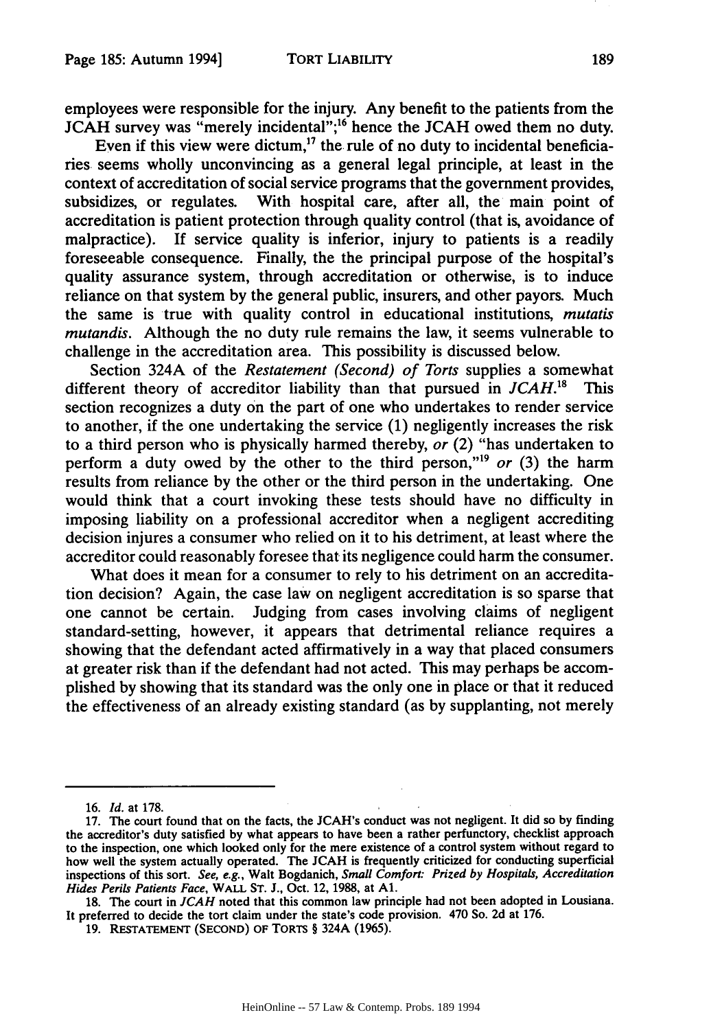employees were responsible for the injury. Any benefit to the patients from the JCAH survey was "merely incidental";[16] hence the JCAH owed them no duty.

Even if this view were dictum,[17] the rule of no duty to incidental beneficiaries seems wholly unconvincing as a general legal principle, at least in the context of accreditation of social service programs that the government provides, subsidizes, or regulates. With hospital care, after all, the main point of accreditation is patient protection through quality control (that is, avoidance of malpractice). If service quality is inferior, injury to patients is a readily foreseeable consequence. Finally, the the principal purpose of the hospital's quality assurance system, through accreditation or otherwise, is to induce reliance on that system by the general public, insurers, and other payors. Much the same is true with quality control in educational institutions, *mutatis mutandis*. Although the no duty rule remains the law, it seems vulnerable to challenge in the accreditation area. This possibility is discussed below.

Section 324A of the *Restatement (Second) of Torts* supplies a somewhat different theory of accreditor liability than that pursued in *JCAH*.[18] This section recognizes a duty on the part of one who undertakes to render service to another, if the one undertaking the service (1) negligently increases the risk to a third person who is physically harmed thereby, *or* (2) "has undertaken to perform a duty owed by the other to the third person,"[19] *or* (3) the harm results from reliance by the other or the third person in the undertaking. One would think that a court invoking these tests should have no difficulty in imposing liability on a professional accreditor when a negligent accrediting decision injures a consumer who relied on it to his detriment, at least where the accreditor could reasonably foresee that its negligence could harm the consumer.

What does it mean for a consumer to rely to his detriment on an accreditation decision? Again, the case law on negligent accreditation is so sparse that one cannot be certain. Judging from cases involving claims of negligent standard-setting, however, it appears that detrimental reliance requires a showing that the defendant acted affirmatively in a way that placed consumers at greater risk than if the defendant had not acted. This may perhaps be accomplished by showing that its standard was the only one in place or that it reduced the effectiveness of an already existing standard (as by supplanting, not merely

---

16. *Id.* at 178.

17. The court found that on the facts, the JCAH's conduct was not negligent. It did so by finding the accreditor's duty satisfied by what appears to have been a rather perfunctory, checklist approach to the inspection, one which looked only for the mere existence of a control system without regard to how well the system actually operated. The JCAH is frequently criticized for conducting superficial inspections of this sort. *See, e.g.*, Walt Bogdanich, *Small Comfort: Prized by Hospitals, Accreditation Hides Perils Patients Face*, WALL ST. J., Oct. 12, 1988, at A1.

18. The court in *JCAH* noted that this common law principle had not been adopted in Lousiana. It preferred to decide the tort claim under the state's code provision. 470 So. 2d at 176.

19. RESTATEMENT (SECOND) OF TORTS § 324A (1965).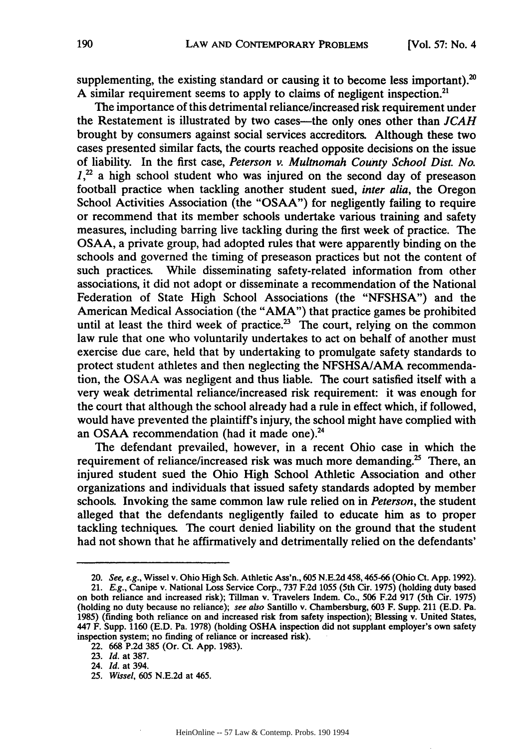supplementing, the existing standard or causing it to become less important).[20] A similar requirement seems to apply to claims of negligent inspection.[21]

The importance of this detrimental reliance/increased risk requirement under the Restatement is illustrated by two cases—the only ones other than *JCAH* brought by consumers against social services accreditors. Although these two cases presented similar facts, the courts reached opposite decisions on the issue of liability. In the first case, *Peterson v. Multnomah County School Dist. No. 1*,[22] a high school student who was injured on the second day of preseason football practice when tackling another student sued, *inter alia*, the Oregon School Activities Association (the "OSAA") for negligently failing to require or recommend that its member schools undertake various training and safety measures, including barring live tackling during the first week of practice. The OSAA, a private group, had adopted rules that were apparently binding on the schools and governed the timing of preseason practices but not the content of such practices. While disseminating safety-related information from other associations, it did not adopt or disseminate a recommendation of the National Federation of State High School Associations (the "NFSHSA") and the American Medical Association (the "AMA") that practice games be prohibited until at least the third week of practice.[23] The court, relying on the common law rule that one who voluntarily undertakes to act on behalf of another must exercise due care, held that by undertaking to promulgate safety standards to protect student athletes and then neglecting the NFSHSA/AMA recommendation, the OSAA was negligent and thus liable. The court satisfied itself with a very weak detrimental reliance/increased risk requirement: it was enough for the court that although the school already had a rule in effect which, if followed, would have prevented the plaintiff's injury, the school might have complied with an OSAA recommendation (had it made one).[24]

The defendant prevailed, however, in a recent Ohio case in which the requirement of reliance/increased risk was much more demanding.[25] There, an injured student sued the Ohio High School Athletic Association and other organizations and individuals that issued safety standards adopted by member schools. Invoking the same common law rule relied on in *Peterson*, the student alleged that the defendants negligently failed to educate him as to proper tackling techniques. The court denied liability on the ground that the student had not shown that he affirmatively and detrimentally relied on the defendants'

---

20. *See, e.g.*, Wissel v. Ohio High Sch. Athletic Ass'n., 605 N.E.2d 458, 465-66 (Ohio Ct. App. 1992).

21. *E.g.*, Canipe v. National Loss Service Corp., 737 F.2d 1055 (5th Cir. 1975) (holding duty based on both reliance and increased risk); Tillman v. Travelers Indem. Co., 506 F.2d 917 (5th Cir. 1975) (holding no duty because no reliance); *see also* Santillo v. Chambersburg, 603 F. Supp. 211 (E.D. Pa. 1985) (finding both reliance on and increased risk from safety inspection); Blessing v. United States, 447 F. Supp. 1160 (E.D. Pa. 1978) (holding OSHA inspection did not supplant employer's own safety inspection system; no finding of reliance or increased risk).

22. 668 P.2d 385 (Or. Ct. App. 1983).

23. *Id.* at 387.

24. *Id.* at 394.

25. *Wissel*, 605 N.E.2d at 465.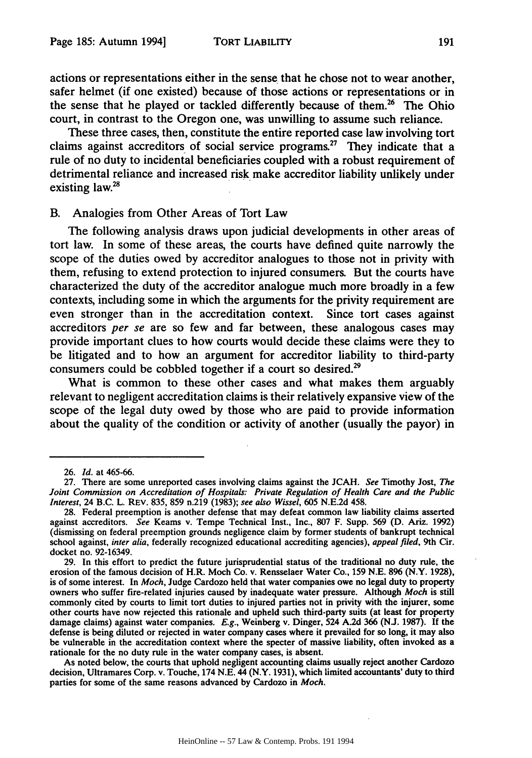actions or representations either in the sense that he chose not to wear another, safer helmet (if one existed) because of those actions or representations or in the sense that he played or tackled differently because of them.[26] The Ohio court, in contrast to the Oregon one, was unwilling to assume such reliance.

These three cases, then, constitute the entire reported case law involving tort claims against accreditors of social service programs.[27] They indicate that a rule of no duty to incidental beneficiaries coupled with a robust requirement of detrimental reliance and increased risk make accreditor liability unlikely under existing law.[28]

### B. Analogies from Other Areas of Tort Law

The following analysis draws upon judicial developments in other areas of tort law. In some of these areas, the courts have defined quite narrowly the scope of the duties owed by accreditor analogues to those not in privity with them, refusing to extend protection to injured consumers. But the courts have characterized the duty of the accreditor analogue much more broadly in a few contexts, including some in which the arguments for the privity requirement are even stronger than in the accreditation context. Since tort cases against accreditors *per se* are so few and far between, these analogous cases may provide important clues to how courts would decide these claims were they to be litigated and to how an argument for accreditor liability to third-party consumers could be cobbled together if a court so desired.[29]

What is common to these other cases and what makes them arguably relevant to negligent accreditation claims is their relatively expansive view of the scope of the legal duty owed by those who are paid to provide information about the quality of the condition or activity of another (usually the payor) in

---

26. *Id.* at 465-66.

27. There are some unreported cases involving claims against the JCAH. *See* Timothy Jost, *The Joint Commission on Accreditation of Hospitals: Private Regulation of Health Care and the Public Interest*, 24 B.C. L. REV. 835, 859 n.219 (1983); *see also Wissel*, 605 N.E.2d 458.

28. Federal preemption is another defense that may defeat common law liability claims asserted against accreditors. *See* Keams v. Tempe Technical Inst., Inc., 807 F. Supp. 569 (D. Ariz. 1992) (dismissing on federal preemption grounds negligence claim by former students of bankrupt technical school against, *inter alia*, federally recognized educational accrediting agencies), *appeal filed*, 9th Cir. docket no. 92-16349.

29. In this effort to predict the future jurisprudential status of the traditional no duty rule, the erosion of the famous decision of H.R. Moch Co. v. Rensselaer Water Co., 159 N.E. 896 (N.Y. 1928), is of some interest. In *Moch*, Judge Cardozo held that water companies owe no legal duty to property owners who suffer fire-related injuries caused by inadequate water pressure. Although *Moch* is still commonly cited by courts to limit tort duties to injured parties not in privity with the injurer, some other courts have now rejected this rationale and upheld such third-party suits (at least for property damage claims) against water companies. *E.g.*, Weinberg v. Dinger, 524 A.2d 366 (N.J. 1987). If the defense is being diluted or rejected in water company cases where it prevailed for so long, it may also be vulnerable in the accreditation context where the specter of massive liability, often invoked as a rationale for the no duty rule in the water company cases, is absent.

As noted below, the courts that uphold negligent accounting claims usually reject another Cardozo decision, Ultramares Corp. v. Touche, 174 N.E. 44 (N.Y. 1931), which limited accountants' duty to third parties for some of the same reasons advanced by Cardozo in *Moch*.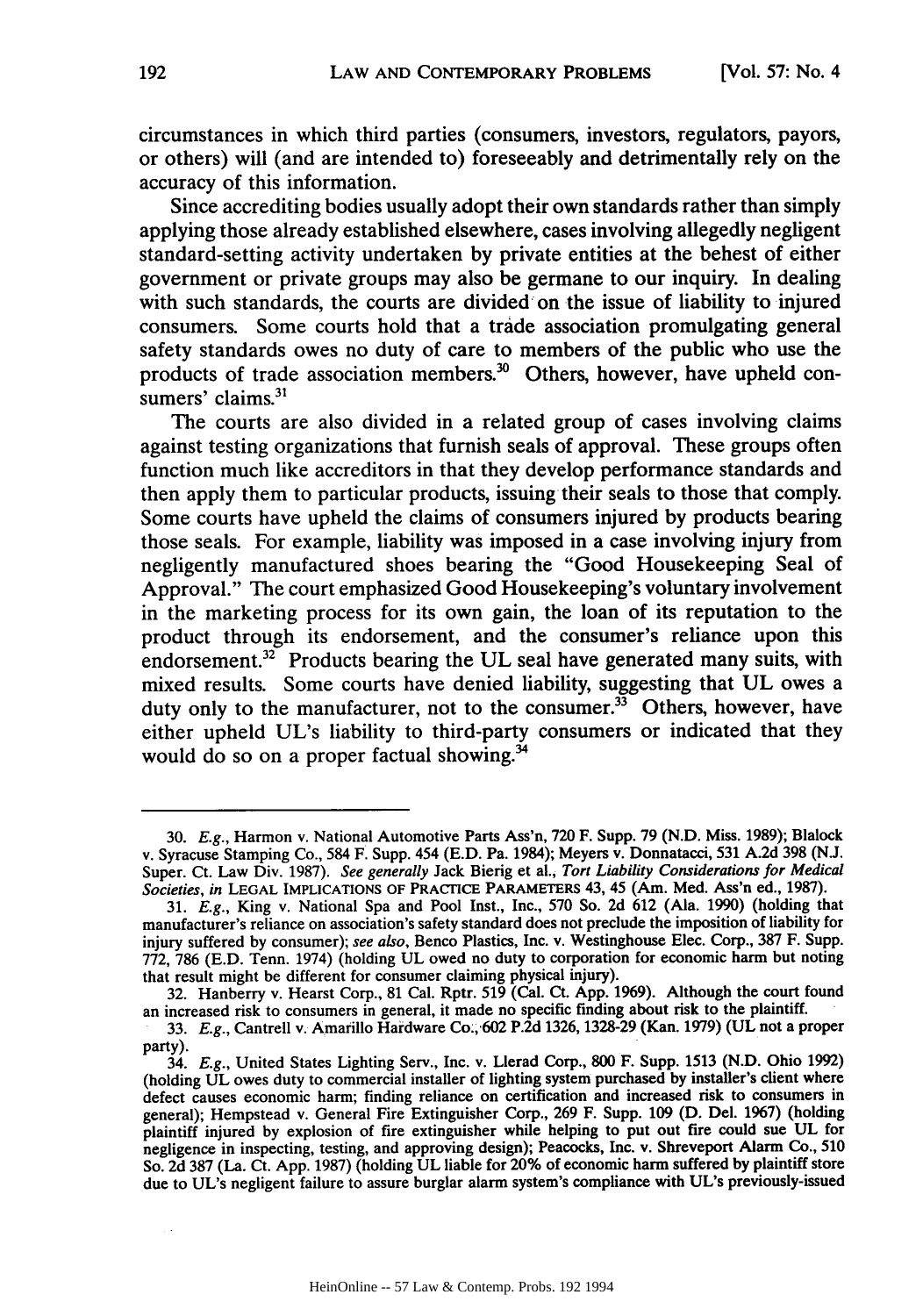circumstances in which third parties (consumers, investors, regulators, payors, or others) will (and are intended to) foreseeably and detrimentally rely on the accuracy of this information.

Since accrediting bodies usually adopt their own standards rather than simply applying those already established elsewhere, cases involving allegedly negligent standard-setting activity undertaken by private entities at the behest of either government or private groups may also be germane to our inquiry. In dealing with such standards, the courts are divided on the issue of liability to injured consumers. Some courts hold that a trade association promulgating general safety standards owes no duty of care to members of the public who use the products of trade association members.[30] Others, however, have upheld consumers' claims.[31]

The courts are also divided in a related group of cases involving claims against testing organizations that furnish seals of approval. These groups often function much like accreditors in that they develop performance standards and then apply them to particular products, issuing their seals to those that comply. Some courts have upheld the claims of consumers injured by products bearing those seals. For example, liability was imposed in a case involving injury from negligently manufactured shoes bearing the "Good Housekeeping Seal of Approval." The court emphasized Good Housekeeping's voluntary involvement in the marketing process for its own gain, the loan of its reputation to the product through its endorsement, and the consumer's reliance upon this endorsement.[32] Products bearing the UL seal have generated many suits, with mixed results. Some courts have denied liability, suggesting that UL owes a duty only to the manufacturer, not to the consumer.[33] Others, however, have either upheld UL's liability to third-party consumers or indicated that they would do so on a proper factual showing.[34]

---

30. *E.g.*, Harmon v. National Automotive Parts Ass'n, 720 F. Supp. 79 (N.D. Miss. 1989); Blalock v. Syracuse Stamping Co., 584 F. Supp. 454 (E.D. Pa. 1984); Meyers v. Donnatacci, 531 A.2d 398 (N.J. Super. Ct. Law Div. 1987). *See generally* Jack Bierig et al., *Tort Liability Considerations for Medical Societies*, *in* LEGAL IMPLICATIONS OF PRACTICE PARAMETERS 43, 45 (Am. Med. Ass'n ed., 1987).

31. *E.g.*, King v. National Spa and Pool Inst., Inc., 570 So. 2d 612 (Ala. 1990) (holding that manufacturer's reliance on association's safety standard does not preclude the imposition of liability for injury suffered by consumer); *see also*, Benco Plastics, Inc. v. Westinghouse Elec. Corp., 387 F. Supp. 772, 786 (E.D. Tenn. 1974) (holding UL owed no duty to corporation for economic harm but noting that result might be different for consumer claiming physical injury).

32. Hanberry v. Hearst Corp., 81 Cal. Rptr. 519 (Cal. Ct. App. 1969). Although the court found an increased risk to consumers in general, it made no specific finding about risk to the plaintiff.

33. *E.g.*, Cantrell v. Amarillo Hardware Co., 602 P.2d 1326, 1328-29 (Kan. 1979) (UL not a proper party).

34. *E.g.*, United States Lighting Serv., Inc. v. Llerad Corp., 800 F. Supp. 1513 (N.D. Ohio 1992) (holding UL owes duty to commercial installer of lighting system purchased by installer's client where defect causes economic harm; finding reliance on certification and increased risk to consumers in general); Hempstead v. General Fire Extinguisher Corp., 269 F. Supp. 109 (D. Del. 1967) (holding plaintiff injured by explosion of fire extinguisher while helping to put out fire could sue UL for negligence in inspecting, testing, and approving design); Peacocks, Inc. v. Shreveport Alarm Co., 510 So. 2d 387 (La. Ct. App. 1987) (holding UL liable for 20% of economic harm suffered by plaintiff store due to UL's negligent failure to assure burglar alarm system's compliance with UL's previously-issued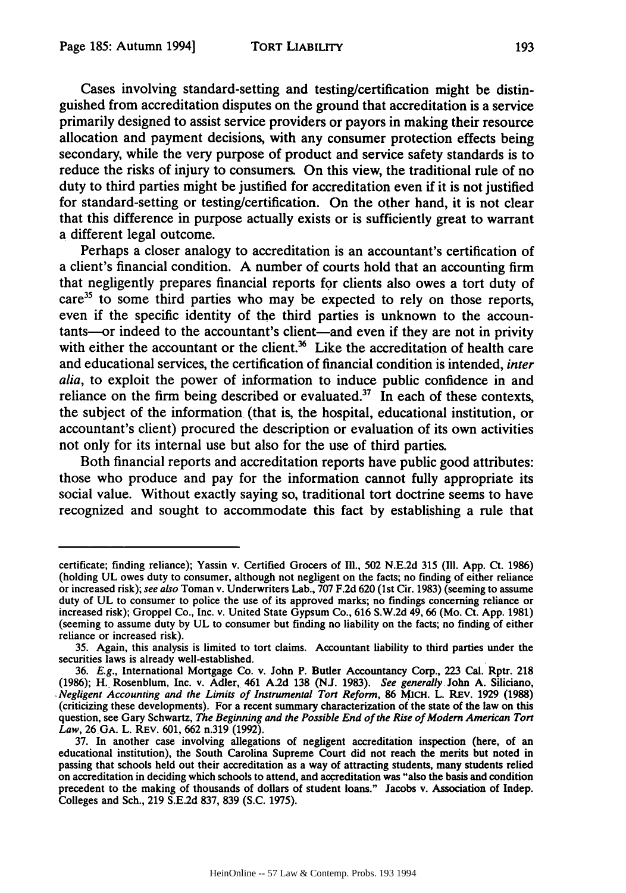Cases involving standard-setting and testing/certification might be distinguished from accreditation disputes on the ground that accreditation is a service primarily designed to assist service providers or payors in making their resource allocation and payment decisions, with any consumer protection effects being secondary, while the very purpose of product and service safety standards is to reduce the risks of injury to consumers. On this view, the traditional rule of no duty to third parties might be justified for accreditation even if it is not justified for standard-setting or testing/certification. On the other hand, it is not clear that this difference in purpose actually exists or is sufficiently great to warrant a different legal outcome.

Perhaps a closer analogy to accreditation is an accountant's certification of a client's financial condition. A number of courts hold that an accounting firm that negligently prepares financial reports for clients also owes a tort duty of care[35] to some third parties who may be expected to rely on those reports, even if the specific identity of the third parties is unknown to the accountants—or indeed to the accountant's client—and even if they are not in privity with either the accountant or the client.[36] Like the accreditation of health care and educational services, the certification of financial condition is intended, *inter alia*, to exploit the power of information to induce public confidence in and reliance on the firm being described or evaluated.[37] In each of these contexts, the subject of the information (that is, the hospital, educational institution, or accountant's client) procured the description or evaluation of its own activities not only for its internal use but also for the use of third parties.

Both financial reports and accreditation reports have public good attributes: those who produce and pay for the information cannot fully appropriate its social value. Without exactly saying so, traditional tort doctrine seems to have recognized and sought to accommodate this fact by establishing a rule that

---

certificate; finding reliance); Yassin v. Certified Grocers of Ill., 502 N.E.2d 315 (Ill. App. Ct. 1986) (holding UL owes duty to consumer, although not negligent on the facts; no finding of either reliance or increased risk); *see also* Toman v. Underwriters Lab., 707 F.2d 620 (1st Cir. 1983) (seeming to assume duty of UL to consumer to police the use of its approved marks; no findings concerning reliance or increased risk); Groppel Co., Inc. v. United State Gypsum Co., 616 S.W.2d 49, 66 (Mo. Ct. App. 1981) (seeming to assume duty by UL to consumer but finding no liability on the facts; no finding of either reliance or increased risk).

35. Again, this analysis is limited to tort claims. Accountant liability to third parties under the securities laws is already well-established.

36. *E.g.*, International Mortgage Co. v. John P. Butler Accountancy Corp., 223 Cal. Rptr. 218 (1986); H. Rosenblum, Inc. v. Adler, 461 A.2d 138 (N.J. 1983). *See generally* John A. Siliciano, *Negligent Accounting and the Limits of Instrumental Tort Reform*, 86 MICH. L. REV. 1929 (1988) (criticizing these developments). For a recent summary characterization of the state of the law on this question, see Gary Schwartz, *The Beginning and the Possible End of the Rise of Modern American Tort Law*, 26 GA. L. REV. 601, 662 n.319 (1992).

37. In another case involving allegations of negligent accreditation inspection (here, of an educational institution), the South Carolina Supreme Court did not reach the merits but noted in passing that schools held out their accreditation as a way of attracting students, many students relied on accreditation in deciding which schools to attend, and accreditation was "also the basis and condition precedent to the making of thousands of dollars of student loans." Jacobs v. Association of Indep. Colleges and Sch., 219 S.E.2d 837, 839 (S.C. 1975).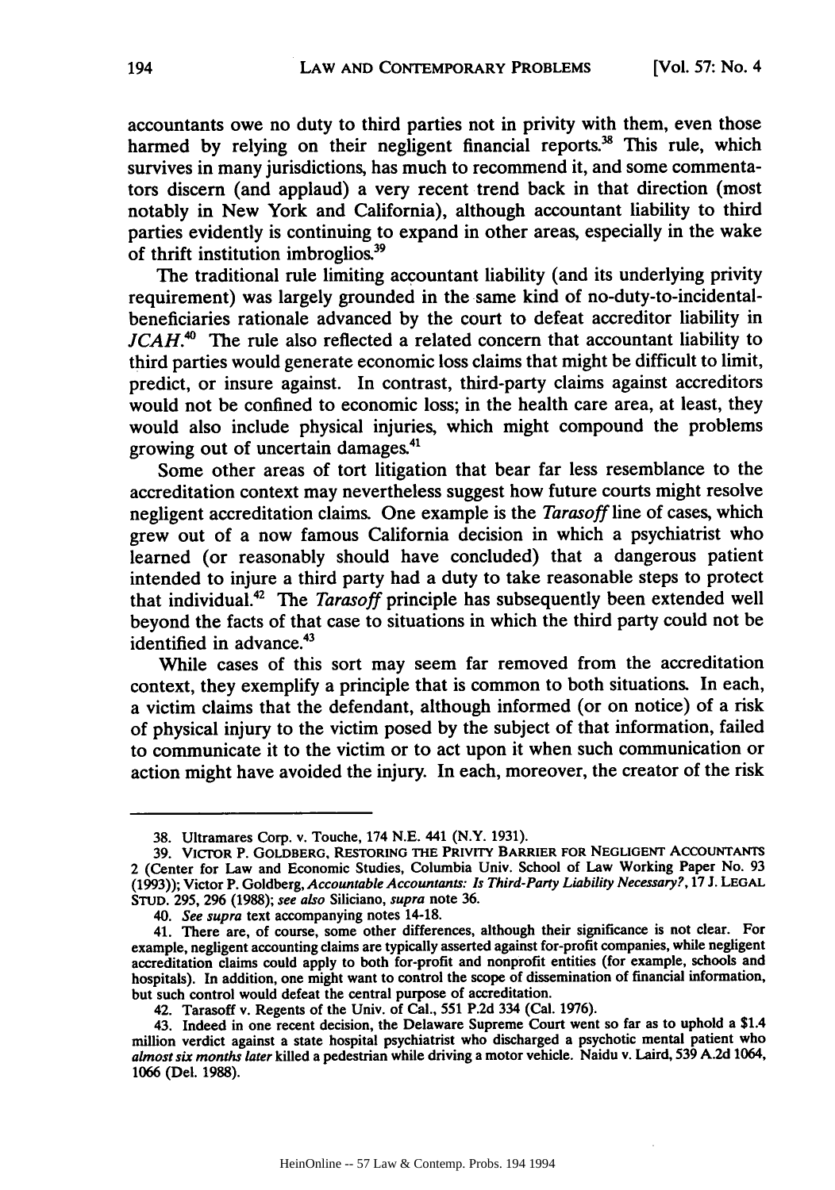accountants owe no duty to third parties not in privity with them, even those harmed by relying on their negligent financial reports.[38] This rule, which survives in many jurisdictions, has much to recommend it, and some commentators discern (and applaud) a very recent trend back in that direction (most notably in New York and California), although accountant liability to third parties evidently is continuing to expand in other areas, especially in the wake of thrift institution imbroglios.[39]

The traditional rule limiting accountant liability (and its underlying privity requirement) was largely grounded in the same kind of no-duty-to-incidental-beneficiaries rationale advanced by the court to defeat accreditor liability in *JCAH*.[40] The rule also reflected a related concern that accountant liability to third parties would generate economic loss claims that might be difficult to limit, predict, or insure against. In contrast, third-party claims against accreditors would not be confined to economic loss; in the health care area, at least, they would also include physical injuries, which might compound the problems growing out of uncertain damages.[41]

Some other areas of tort litigation that bear far less resemblance to the accreditation context may nevertheless suggest how future courts might resolve negligent accreditation claims. One example is the *Tarasoff* line of cases, which grew out of a now famous California decision in which a psychiatrist who learned (or reasonably should have concluded) that a dangerous patient intended to injure a third party had a duty to take reasonable steps to protect that individual.[42] The *Tarasoff* principle has subsequently been extended well beyond the facts of that case to situations in which the third party could not be identified in advance.[43]

While cases of this sort may seem far removed from the accreditation context, they exemplify a principle that is common to both situations. In each, a victim claims that the defendant, although informed (or on notice) of a risk of physical injury to the victim posed by the subject of that information, failed to communicate it to the victim or to act upon it when such communication or action might have avoided the injury. In each, moreover, the creator of the risk

---

38. Ultramares Corp. v. Touche, 174 N.E. 441 (N.Y. 1931).

39. VICTOR P. GOLDBERG, RESTORING THE PRIVITY BARRIER FOR NEGLIGENT ACCOUNTANTS 2 (Center for Law and Economic Studies, Columbia Univ. School of Law Working Paper No. 93 (1993)); Victor P. Goldberg, *Accountable Accountants: Is Third-Party Liability Necessary?*, 17 J. LEGAL STUD. 295, 296 (1988); *see also* Siliciano, *supra* note 36.

40. *See supra* text accompanying notes 14-18.

41. There are, of course, some other differences, although their significance is not clear. For example, negligent accounting claims are typically asserted against for-profit companies, while negligent accreditation claims could apply to both for-profit and nonprofit entities (for example, schools and hospitals). In addition, one might want to control the scope of dissemination of financial information, but such control would defeat the central purpose of accreditation.

42. Tarasoff v. Regents of the Univ. of Cal., 551 P.2d 334 (Cal. 1976).

43. Indeed in one recent decision, the Delaware Supreme Court went so far as to uphold a $1.4 million verdict against a state hospital psychiatrist who discharged a psychotic mental patient who *almost six months later* killed a pedestrian while driving a motor vehicle. Naidu v. Laird, 539 A.2d 1064, 1066 (Del. 1988).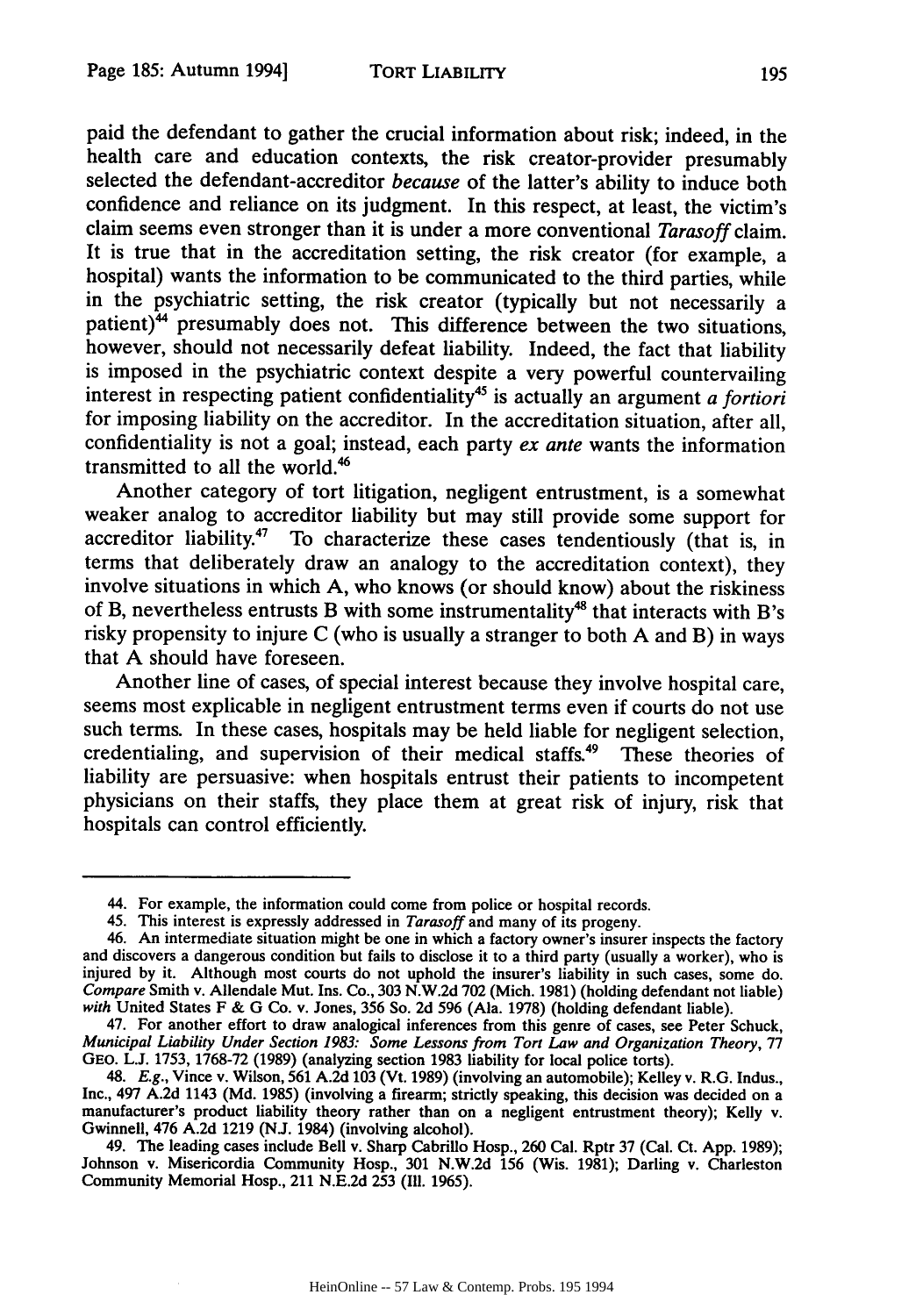paid the defendant to gather the crucial information about risk; indeed, in the health care and education contexts, the risk creator-provider presumably selected the defendant-accreditor *because* of the latter's ability to induce both confidence and reliance on its judgment. In this respect, at least, the victim's claim seems even stronger than it is under a more conventional *Tarasoff* claim. It is true that in the accreditation setting, the risk creator (for example, a hospital) wants the information to be communicated to the third parties, while in the psychiatric setting, the risk creator (typically but not necessarily a patient)[44] presumably does not. This difference between the two situations, however, should not necessarily defeat liability. Indeed, the fact that liability is imposed in the psychiatric context despite a very powerful countervailing interest in respecting patient confidentiality[45] is actually an argument *a fortiori* for imposing liability on the accreditor. In the accreditation situation, after all, confidentiality is not a goal; instead, each party *ex ante* wants the information transmitted to all the world.[46]

Another category of tort litigation, negligent entrustment, is a somewhat weaker analog to accreditor liability but may still provide some support for accreditor liability.[47] To characterize these cases tendentiously (that is, in terms that deliberately draw an analogy to the accreditation context), they involve situations in which A, who knows (or should know) about the riskiness of B, nevertheless entrusts B with some instrumentality[48] that interacts with B's risky propensity to injure C (who is usually a stranger to both A and B) in ways that A should have foreseen.

Another line of cases, of special interest because they involve hospital care, seems most explicable in negligent entrustment terms even if courts do not use such terms. In these cases, hospitals may be held liable for negligent selection, credentialing, and supervision of their medical staffs.[49] These theories of liability are persuasive: when hospitals entrust their patients to incompetent physicians on their staffs, they place them at great risk of injury, risk that hospitals can control efficiently.

---

44. For example, the information could come from police or hospital records.

45. This interest is expressly addressed in *Tarasoff* and many of its progeny.

46. An intermediate situation might be one in which a factory owner's insurer inspects the factory and discovers a dangerous condition but fails to disclose it to a third party (usually a worker), who is injured by it. Although most courts do not uphold the insurer's liability in such cases, some do. *Compare* Smith v. Allendale Mut. Ins. Co., 303 N.W.2d 702 (Mich. 1981) (holding defendant not liable) *with* United States F & G Co. v. Jones, 356 So. 2d 596 (Ala. 1978) (holding defendant liable).

47. For another effort to draw analogical inferences from this genre of cases, see Peter Schuck, *Municipal Liability Under Section 1983: Some Lessons from Tort Law and Organization Theory*, 77 GEO. L.J. 1753, 1768-72 (1989) (analyzing section 1983 liability for local police torts).

48. *E.g.*, Vince v. Wilson, 561 A.2d 103 (Vt. 1989) (involving an automobile); Kelley v. R.G. Indus., Inc., 497 A.2d 1143 (Md. 1985) (involving a firearm; strictly speaking, this decision was decided on a manufacturer's product liability theory rather than on a negligent entrustment theory); Kelly v. Gwinnell, 476 A.2d 1219 (N.J. 1984) (involving alcohol).

49. The leading cases include Bell v. Sharp Cabrillo Hosp., 260 Cal. Rptr 37 (Cal. Ct. App. 1989); Johnson v. Misericordia Community Hosp., 301 N.W.2d 156 (Wis. 1981); Darling v. Charleston Community Memorial Hosp., 211 N.E.2d 253 (Ill. 1965).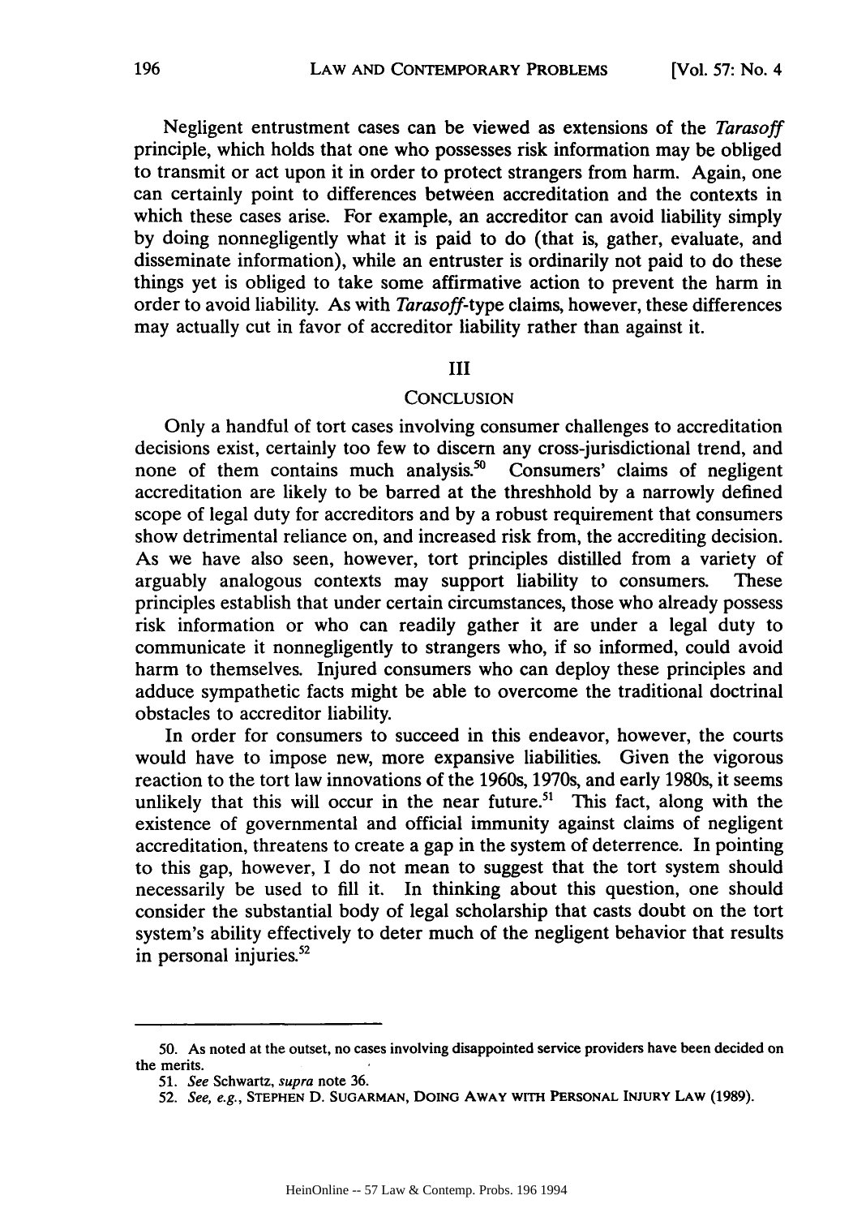Negligent entrustment cases can be viewed as extensions of the *Tarasoff* principle, which holds that one who possesses risk information may be obliged to transmit or act upon it in order to protect strangers from harm. Again, one can certainly point to differences between accreditation and the contexts in which these cases arise. For example, an accreditor can avoid liability simply by doing nonnegligently what it is paid to do (that is, gather, evaluate, and disseminate information), while an entruster is ordinarily not paid to do these things yet is obliged to take some affirmative action to prevent the harm in order to avoid liability. As with *Tarasoff*-type claims, however, these differences may actually cut in favor of accreditor liability rather than against it.

## III

## CONCLUSION

Only a handful of tort cases involving consumer challenges to accreditation decisions exist, certainly too few to discern any cross-jurisdictional trend, and none of them contains much analysis.[50] Consumers' claims of negligent accreditation are likely to be barred at the threshhold by a narrowly defined scope of legal duty for accreditors and by a robust requirement that consumers show detrimental reliance on, and increased risk from, the accrediting decision. As we have also seen, however, tort principles distilled from a variety of arguably analogous contexts may support liability to consumers. These principles establish that under certain circumstances, those who already possess risk information or who can readily gather it are under a legal duty to communicate it nonnegligently to strangers who, if so informed, could avoid harm to themselves. Injured consumers who can deploy these principles and adduce sympathetic facts might be able to overcome the traditional doctrinal obstacles to accreditor liability.

In order for consumers to succeed in this endeavor, however, the courts would have to impose new, more expansive liabilities. Given the vigorous reaction to the tort law innovations of the 1960s, 1970s, and early 1980s, it seems unlikely that this will occur in the near future.[51] This fact, along with the existence of governmental and official immunity against claims of negligent accreditation, threatens to create a gap in the system of deterrence. In pointing to this gap, however, I do not mean to suggest that the tort system should necessarily be used to fill it. In thinking about this question, one should consider the substantial body of legal scholarship that casts doubt on the tort system's ability effectively to deter much of the negligent behavior that results in personal injuries.[52]

---

50. As noted at the outset, no cases involving disappointed service providers have been decided on the merits.

51. *See* Schwartz, *supra* note 36.

52. *See, e.g.*, STEPHEN D. SUGARMAN, DOING AWAY WITH PERSONAL INJURY LAW (1989).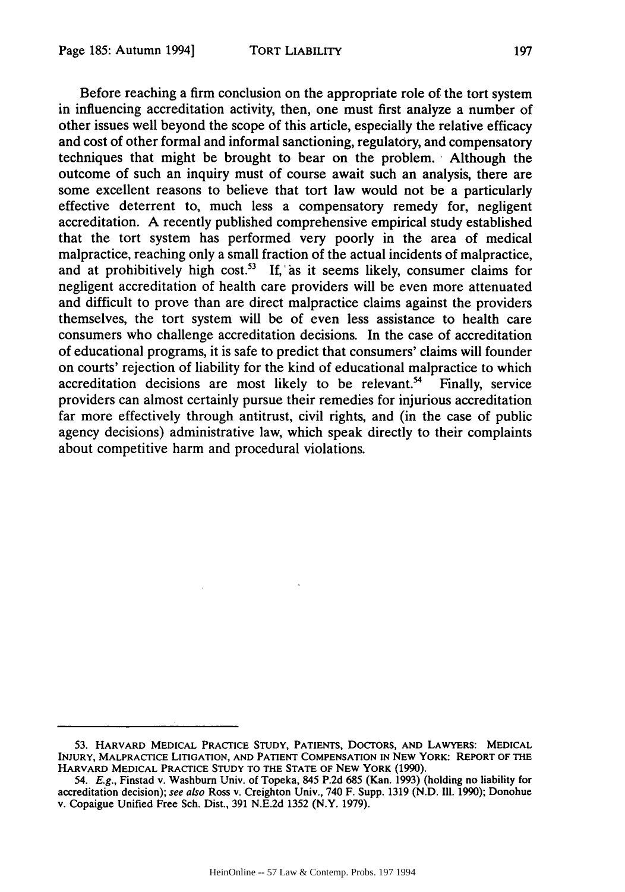Before reaching a firm conclusion on the appropriate role of the tort system in influencing accreditation activity, then, one must first analyze a number of other issues well beyond the scope of this article, especially the relative efficacy and cost of other formal and informal sanctioning, regulatory, and compensatory techniques that might be brought to bear on the problem. Although the outcome of such an inquiry must of course await such an analysis, there are some excellent reasons to believe that tort law would not be a particularly effective deterrent to, much less a compensatory remedy for, negligent accreditation. A recently published comprehensive empirical study established that the tort system has performed very poorly in the area of medical malpractice, reaching only a small fraction of the actual incidents of malpractice, and at prohibitively high cost.[53] If, as it seems likely, consumer claims for negligent accreditation of health care providers will be even more attenuated and difficult to prove than are direct malpractice claims against the providers themselves, the tort system will be of even less assistance to health care consumers who challenge accreditation decisions. In the case of accreditation of educational programs, it is safe to predict that consumers' claims will founder on courts' rejection of liability for the kind of educational malpractice to which accreditation decisions are most likely to be relevant.[54] Finally, service providers can almost certainly pursue their remedies for injurious accreditation far more effectively through antitrust, civil rights, and (in the case of public agency decisions) administrative law, which speak directly to their complaints about competitive harm and procedural violations.

---

53. HARVARD MEDICAL PRACTICE STUDY, PATIENTS, DOCTORS, AND LAWYERS: MEDICAL INJURY, MALPRACTICE LITIGATION, AND PATIENT COMPENSATION IN NEW YORK: REPORT OF THE HARVARD MEDICAL PRACTICE STUDY TO THE STATE OF NEW YORK (1990).

54. *E.g.*, Finstad v. Washburn Univ. of Topeka, 845 P.2d 685 (Kan. 1993) (holding no liability for accreditation decision); *see also* Ross v. Creighton Univ., 740 F. Supp. 1319 (N.D. Ill. 1990); Donohue v. Copaigue Unified Free Sch. Dist., 391 N.E.2d 1352 (N.Y. 1979).